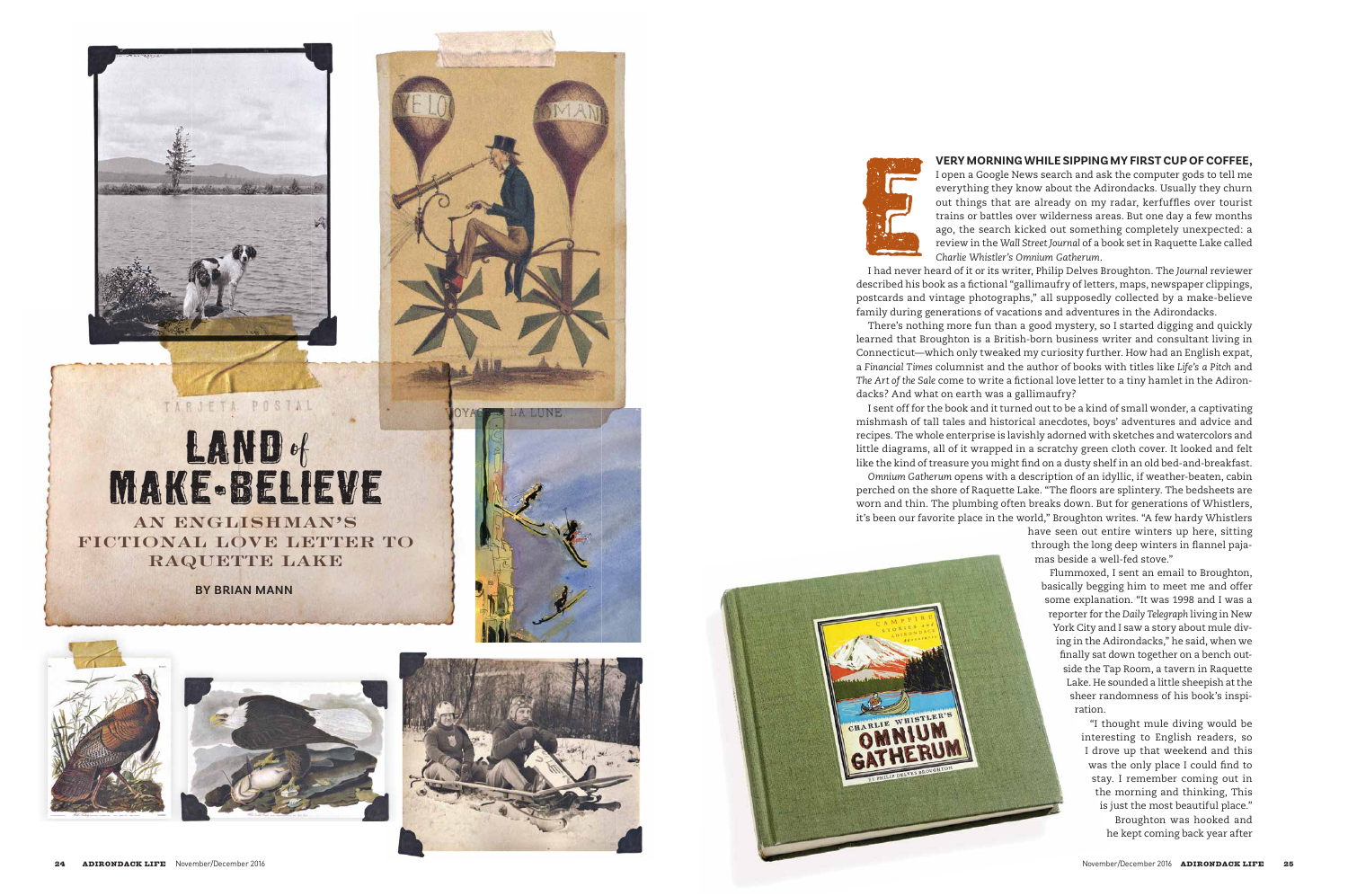# LAND *of* MAKE-BELIEVE

## AN ENGLISHMAN'S FICTIONAL LOVE LETTER TO RAQUETTE LAKE

**BY BRIAN MANN**

**EVERY MORNING WHILE SIPPING MY FIRST CUP OF COFFEE,** I open a Google News search and ask the computer gods to tell me everything they know about the Adirondacks. Usually they churn out things that are already on my radar, kerfuffles over tourist trains or battles over wilderness areas. But one day a few months ago, the search kicked out something completely unexpected: a review in the *Wall Street Journal* of a book set in Raquette Lake called *Charlie Whistler's Omnium Gatherum*.

I had never heard of it or its writer, Philip Delves Broughton. The *Journal* reviewer described his book as a fictional "gallimaufry of letters, maps, newspaper clippings, postcards and vintage photographs," all supposedly collected by a make-believe family during generations of vacations and adventures in the Adirondacks.

There's nothing more fun than a good mystery, so I started digging and quickly learned that Broughton is a British-born business writer and consultant living in Connecticut—which only tweaked my curiosity further. How had an English expat, a *Financial Times* columnist and the author of books with titles like *Life's a Pitch* and *The Art of the Sale* come to write a fictional love letter to a tiny hamlet in the Adirondacks? And what on earth was a gallimaufry?

I sent off for the book and it turned out to be a kind of small wonder, a captivating mishmash of tall tales and historical anecdotes, boys' adventures and advice and recipes. The whole enterprise is lavishly adorned with sketches and watercolors and little diagrams, all of it wrapped in a scratchy green cloth cover. It looked and felt like the kind of treasure you might find on a dusty shelf in an old bed-and-breakfast.

*Omnium Gatherum* opens with a description of an idyllic, if weather-beaten, cabin perched on the shore of Raquette Lake. "The floors are splintery. The bedsheets are worn and thin. The plumbing often breaks down. But for generations of Whistlers, it's been our favorite place in the world," Broughton writes. "A few hardy Whistlers have seen out entire winters up here, sitting through the long deep winters in flannel pajamas beside a well-fed stove."

Flummoxed, I sent an email to Broughton, basically begging him to meet me and offer some explanation. "It was 1998 and I was a reporter for the *Daily Telegraph* living in New York City and I saw a story about mule diving in the Adirondacks," he said, when we finally sat down together on a bench outside the Tap Room, a tavern in Raquette Lake. He sounded a little sheepish at the sheer randomness of his book's inspiration.

"I thought mule diving would be interesting to English readers, so I drove up that weekend and this was the only place I could find to stay. I remember coming out in the morning and thinking, This is just the most beautiful place."

Broughton was hooked and he kept coming back year after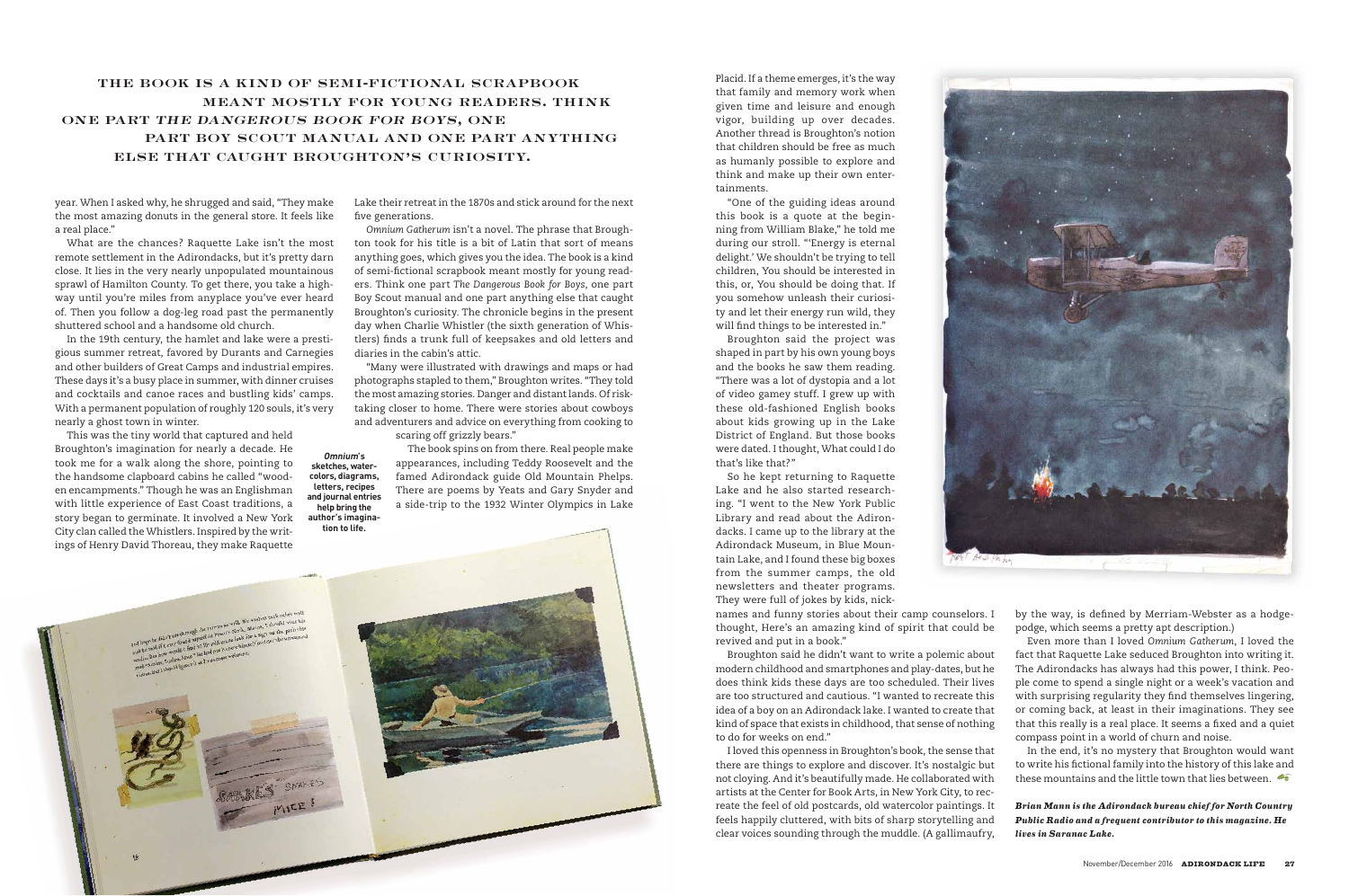**THE BOOK IS A KIND OF SEMI-FICTIONAL SCRAPBOOK MEANT MOSTLY FOR YOUNG READERS. THINK ONE PART *THE DANGEROUS BOOK FOR BOYS*, ONE PART BOY SCOUT MANUAL AND ONE PART ANYTHING ELSE THAT CAUGHT BROUGHTON'S CURIOSITY.**

year. When I asked why, he shrugged and said, "They make the most amazing donuts in the general store. It feels like a real place."

What are the chances? Raquette Lake isn't the most remote settlement in the Adirondacks, but it's pretty darn close. It lies in the very nearly unpopulated mountainous sprawl of Hamilton County. To get there, you take a highway until you're miles from anyplace you've ever heard of. Then you follow a dog-leg road past the permanently shuttered school and a handsome old church.

In the 19th century, the hamlet and lake were a prestigious summer retreat, favored by Durants and Carnegies and other builders of Great Camps and industrial empires. These days it's a busy place in summer, with dinner cruises and cocktails and canoe races and bustling kids' camps. With a permanent population of roughly 120 souls, it's very nearly a ghost town in winter.

This was the tiny world that captured and held Broughton's imagination for nearly a decade. He took me for a walk along the shore, pointing to the handsome clapboard cabins he called "wooden encampments." Though he was an Englishman with little experience of East Coast traditions, a story began to germinate. It involved a New York City clan called the Whistlers. Inspired by the writings of Henry David Thoreau, they make Raquette Lake their retreat in the 1870s and stick around for the next five generations.

*Omnium Gatherum* isn't a novel. The phrase that Broughton took for his title is a bit of Latin that sort of means anything goes, which gives you the idea. The book is a kind of semi-fictional scrapbook meant mostly for young readers. Think one part *The Dangerous Book for Boys*, one part Boy Scout manual and one part anything else that caught Broughton's curiosity. The chronicle begins in the present day when Charlie Whistler (the sixth generation of Whistlers) finds a trunk full of keepsakes and old letters and diaries in the cabin's attic.

"Many were illustrated with drawings and maps or had photographs stapled to them," Broughton writes. "They told the most amazing stories. Danger and distant lands. Of risk-taking closer to home. There were stories about cowboys and adventurers and advice on everything from cooking to scaring off grizzly bears."

**_Omnium_'s sketches, watercolors, diagrams, letters, recipes and journal entries help bring the author's imagination to life.**

The book spins on from there. Real people make appearances, including Teddy Roosevelt and the famed Adirondack guide Old Mountain Phelps. There are poems by Yeats and Gary Snyder and a side-trip to the 1932 Winter Olympics in Lake Placid. If a theme emerges, it's the way that family and memory work when given time and leisure and enough vigor, building up over decades. Another thread is Broughton's notion that children should be free as much as humanly possible to explore and think and make up their own entertainments.

"One of the guiding ideas around this book is a quote at the beginning from William Blake," he told me during our stroll. "'Energy is eternal delight.' We shouldn't be trying to tell children, You should be interested in this, or, You should be doing that. If you somehow unleash their curiosity and let their energy run wild, they will find things to be interested in."

Broughton said the project was shaped in part by his own young boys and the books he saw them reading. "There was a lot of dystopia and a lot of video gamey stuff. I grew up with these old-fashioned English books about kids growing up in the Lake District of England. But those books were dated. I thought, What could I do that's like that?"

So he kept returning to Raquette Lake and he also started researching. "I went to the New York Public Library and read about the Adirondacks. I came up to the library at the Adirondack Museum, in Blue Mountain Lake, and I found these big boxes from the summer camps, the old newsletters and theater programs. They were full of jokes by kids, nicknames and funny stories about their camp counselors. I thought, Here's an amazing kind of spirit that could be revived and put in a book."

Broughton said he didn't want to write a polemic about modern childhood and smartphones and play-dates, but he does think kids these days are too scheduled. Their lives are too structured and cautious. "I wanted to recreate this idea of a boy on an Adirondack lake. I wanted to create that kind of space that exists in childhood, that sense of nothing to do for weeks on end."

I loved this openness in Broughton's book, the sense that there are things to explore and discover. It's nostalgic but not cloying. And it's beautifully made. He collaborated with artists at the Center for Book Arts, in New York City, to recreate the feel of old postcards, old watercolor paintings. It feels happily cluttered, with bits of sharp storytelling and clear voices sounding through the muddle. (A gallimaufry, by the way, is defined by Merriam-Webster as a hodgepodge, which seems a pretty apt description.)

Even more than I loved *Omnium Gatherum*, I loved the fact that Raquette Lake seduced Broughton into writing it. The Adirondacks has always had this power, I think. People come to spend a single night or a week's vacation and with surprising regularity they find themselves lingering, or coming back, at least in their imaginations. They see that this really is a real place. It seems a fixed and a quiet compass point in a world of churn and noise.

In the end, it's no mystery that Broughton would want to write his fictional family into the history of this lake and these mountains and the little town that lies between.

***Brian Mann is the Adirondack bureau chief for North Country Public Radio and a frequent contributor to this magazine. He lives in Saranac Lake.***